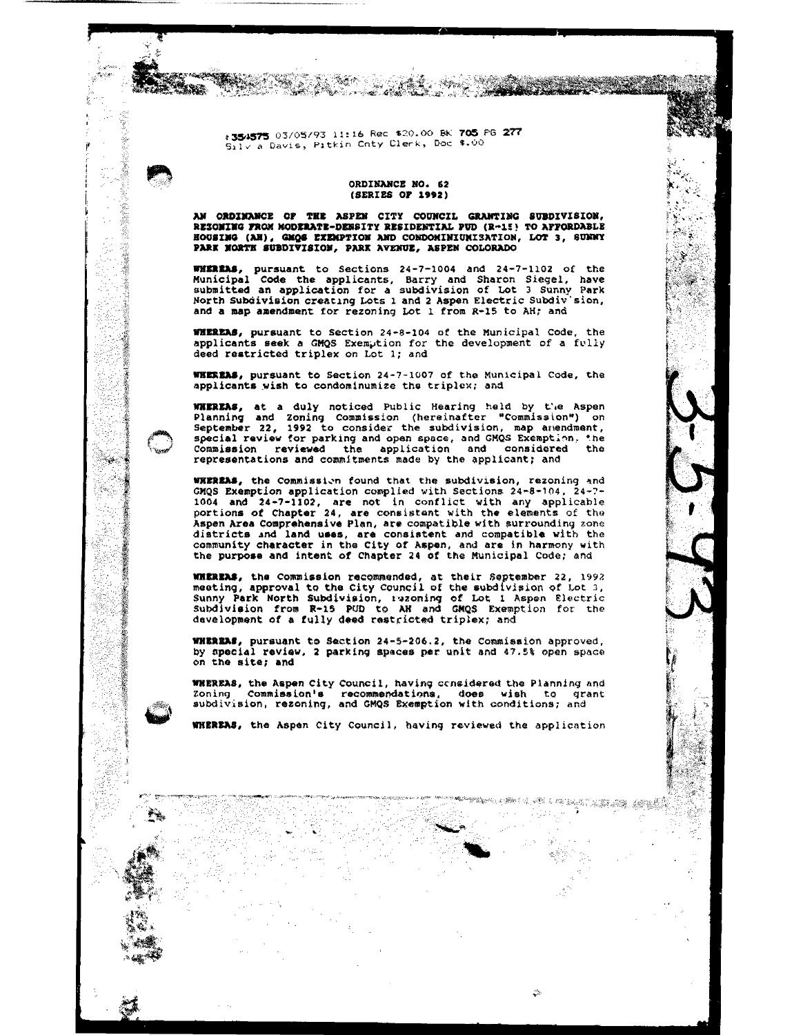#354575 03/05/93 11:16 Rec $20.00 BK 705 PG 277
Silvia Davis, Pitkin Cnty Clerk, Doc $.00

# ORDINANCE NO. 62
# (SERIES OF 1992)

**AN ORDINANCE OF THE ASPEN CITY COUNCIL GRANTING SUBDIVISION, REZONING FROM MODERATE-DENSITY RESIDENTIAL PUD (R-15) TO AFFORDABLE HOUSING (AH), GMQS EXEMPTION AND CONDOMINIUMISATION, LOT 3, SUNNY PARK NORTH SUBDIVISION, PARK AVENUE, ASPEN COLORADO**

**WHEREAS,** pursuant to Sections 24-7-1004 and 24-7-1102 of the Municipal Code the applicants, Barry and Sharon Siegel, have submitted an application for a subdivision of Lot 3 Sunny Park North Subdivision creating Lots 1 and 2 Aspen Electric Subdivision, and a map amendment for rezoning Lot 1 from R-15 to AH; and

**WHEREAS,** pursuant to Section 24-8-104 of the Municipal Code, the applicants seek a GMQS Exemption for the development of a fully deed restricted triplex on Lot 1; and

**WHEREAS,** pursuant to Section 24-7-1007 of the Municipal Code, the applicants wish to condominumize the triplex; and

**WHEREAS,** at a duly noticed Public Hearing held by the Aspen Planning and Zoning Commission (hereinafter "Commission") on September 22, 1992 to consider the subdivision, map amendment, special review for parking and open space, and GMQS Exemption, the Commission reviewed the application and considered the representations and commitments made by the applicant; and

**WHEREAS,** the Commission found that the subdivision, rezoning and GMQS Exemption application complied with Sections 24-8-104, 24-7-1004 and 24-7-1102, are not in conflict with any applicable portions of Chapter 24, are consistent with the elements of the Aspen Area Comprehensive Plan, are compatible with surrounding zone districts and land uses, are consistent and compatible with the community character in the City of Aspen, and are in harmony with the purpose and intent of Chapter 24 of the Municipal Code; and

**WHEREAS,** the Commission recommended, at their September 22, 1992 meeting, approval to the City Council of the subdivision of Lot 3, Sunny Park North Subdivision, rezoning of Lot 1 Aspen Electric Subdivision from R-15 PUD to AH and GMQS Exemption for the development of a fully deed restricted triplex; and

**WHEREAS,** pursuant to Section 24-5-206.2, the Commission approved, by special review, 2 parking spaces per unit and 47.5% open space on the site; and

**WHEREAS,** the Aspen City Council, having considered the Planning and Zoning Commission's recommendations, does wish to grant subdivision, rezoning, and GMQS Exemption with conditions; and

**WHEREAS,** the Aspen City Council, having reviewed the application

3-5-93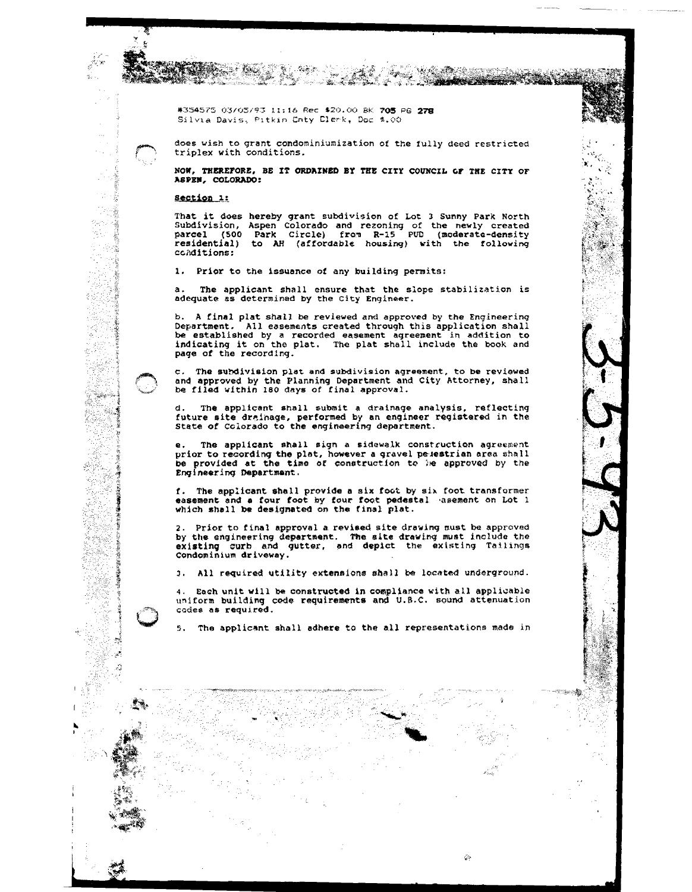#354575 03/05/93 11:16 Rec $20.00 BK 705 PG 278
Silvia Davis, Pitkin Cnty Clerk, Doc $.00

does wish to grant condominiumization of the fully deed restricted triplex with conditions.

**NOW, THEREFORE, BE IT ORDAINED BY THE CITY COUNCIL OF THE CITY OF ASPEN, COLORADO:**

**Section 1:**

That it does hereby grant subdivision of Lot 3 Sunny Park North Subdivision, Aspen Colorado and rezoning of the newly created parcel (500 Park Circle) from R-15 PUD (moderate-density residential) to AH (affordable housing) with the following conditions:

1. Prior to the issuance of any building permits:

a. The applicant shall ensure that the slope stabilization is adequate as determined by the City Engineer.

b. A final plat shall be reviewed and approved by the Engineering Department. All easements created through this application shall be established by a recorded easement agreement in addition to indicating it on the plat. The plat shall include the book and page of the recording.

c. The subdivision plat and subdivision agreement, to be reviewed and approved by the Planning Department and City Attorney, shall be filed within 180 days of final approval.

d. The applicant shall submit a drainage analysis, reflecting future site drainage, performed by an engineer registered in the State of Colorado to the engineering department.

e. The applicant shall sign a sidewalk construction agreement prior to recording the plat, however a gravel pedestrian area shall be provided at the time of construction to be approved by the Engineering Department.

f. The applicant shall provide a six foot by six foot transformer easement and a four foot by four foot pedestal easement on Lot 1 which shall be designated on the final plat.

2. Prior to final approval a revised site drawing must be approved by the engineering department. The site drawing must include the existing curb and gutter, and depict the existing Tailings Condominium driveway.

3. All required utility extensions shall be located underground.

4. Each unit will be constructed in compliance with all applicable uniform building code requirements and U.B.C. sound attenuation codes as required.

5. The applicant shall adhere to the all representations made in

3-5-93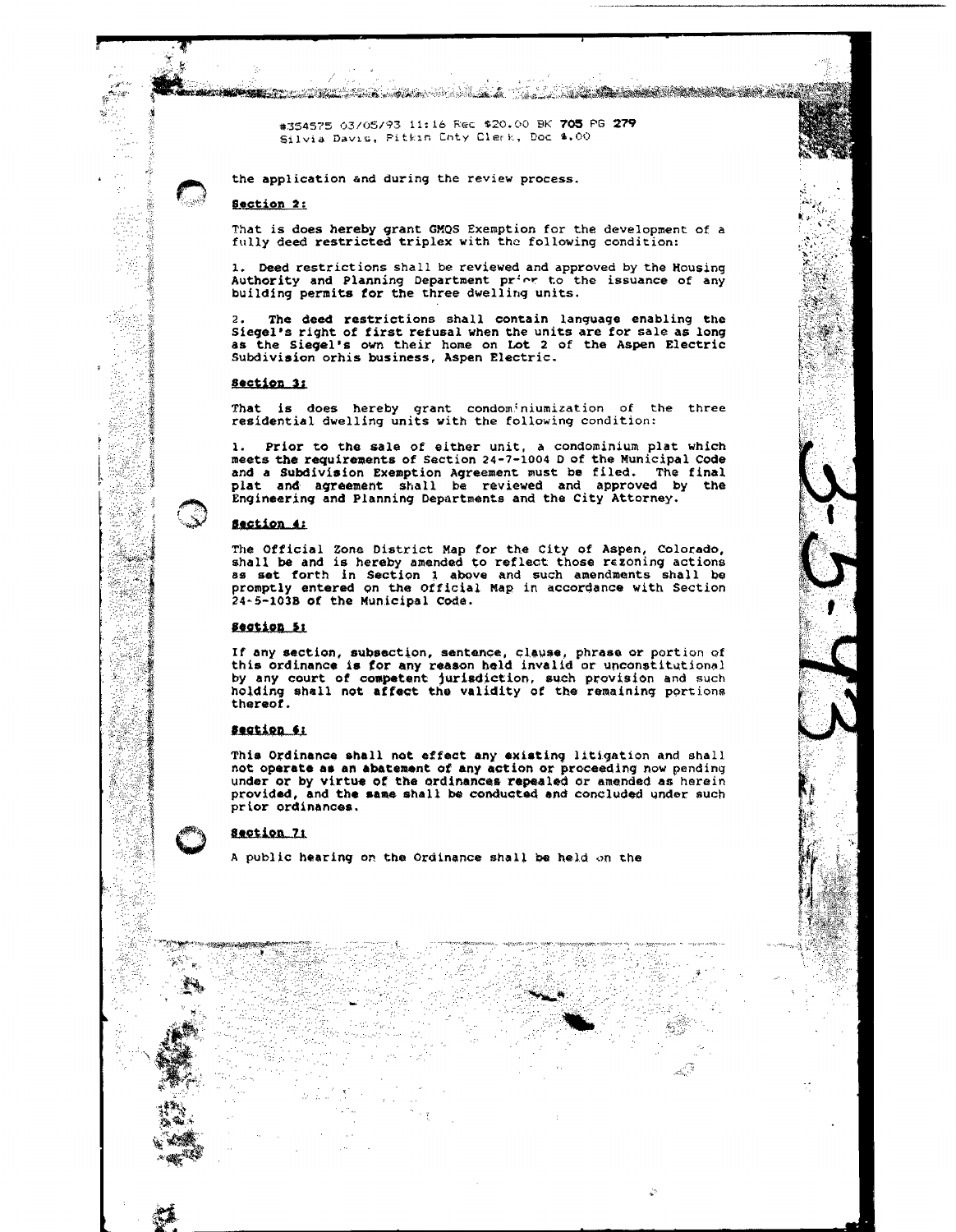#354575 03/05/93 11:16 Rec $20.00 BK 705 PG 279
Silvia Davis, Pitkin Cnty Clerk, Doc $.00

the application and during the review process.

**Section 2:**

That is does hereby grant GMQS Exemption for the development of a fully deed restricted triplex with the following condition:

1. Deed restrictions shall be reviewed and approved by the Housing Authority and Planning Department prior to the issuance of any building permits for the three dwelling units.

2. The deed restrictions shall contain language enabling the Siegel's right of first refusal when the units are for sale as long as the Siegel's own their home on Lot 2 of the Aspen Electric Subdivision orhis business, Aspen Electric.

**Section 3:**

That is does hereby grant condominiumization of the three residential dwelling units with the following condition:

1. Prior to the sale of either unit, a condominium plat which meets the requirements of Section 24-7-1004 D of the Municipal Code and a Subdivision Exemption Agreement must be filed. The final plat and agreement shall be reviewed and approved by the Engineering and Planning Departments and the City Attorney.

**Section 4:**

The Official Zone District Map for the City of Aspen, Colorado, shall be and is hereby amended to reflect those rezoning actions as set forth in Section 1 above and such amendments shall be promptly entered on the Official Map in accordance with Section 24-5-103B of the Municipal Code.

**Section 5:**

If any section, subsection, sentence, clause, phrase or portion of this ordinance is for any reason held invalid or unconstitutional by any court of competent jurisdiction, such provision and such holding shall not affect the validity of the remaining portions thereof.

**Section 6:**

This Ordinance shall not effect any existing litigation and shall not operate as an abatement of any action or proceeding now pending under or by virtue of the ordinances repealed or amended as herein provided, and the same shall be conducted and concluded under such prior ordinances.

**Section 7:**

A public hearing on the Ordinance shall be held on the

3-5-93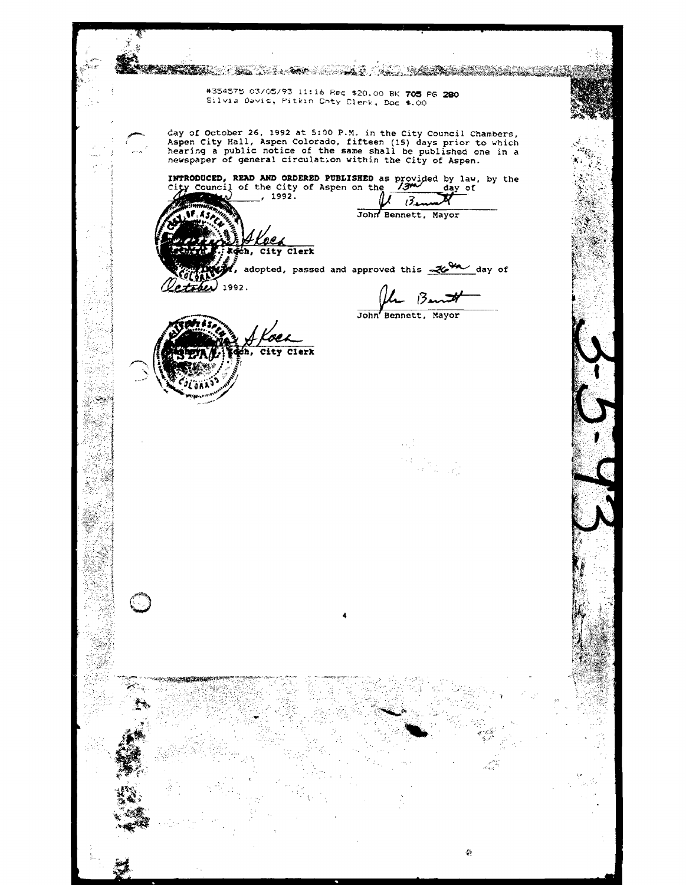#354575 03/05/93 11:16 Rec $20.00 BK 705 PG 280
Silvia Davis, Pitkin Cnty Clerk, Doc $.00

day of October 26, 1992 at 5:00 P.M. in the City Council Chambers, Aspen City Hall, Aspen Colorado, fifteen (15) days prior to which hearing a public notice of the same shall be published one in a newspaper of general circulation within the City of Aspen.

**INTRODUCED, READ AND ORDERED PUBLISHED** as provided by law, by the City Council of the City of Aspen on the 13th day of ________, 1992.

John Bennett, Mayor

Kathryn S. Koch, City Clerk

FINALLY, adopted, passed and approved this 26th day of October 1992.

John Bennett, Mayor

Kathryn S. Koch, City Clerk

3-5-93